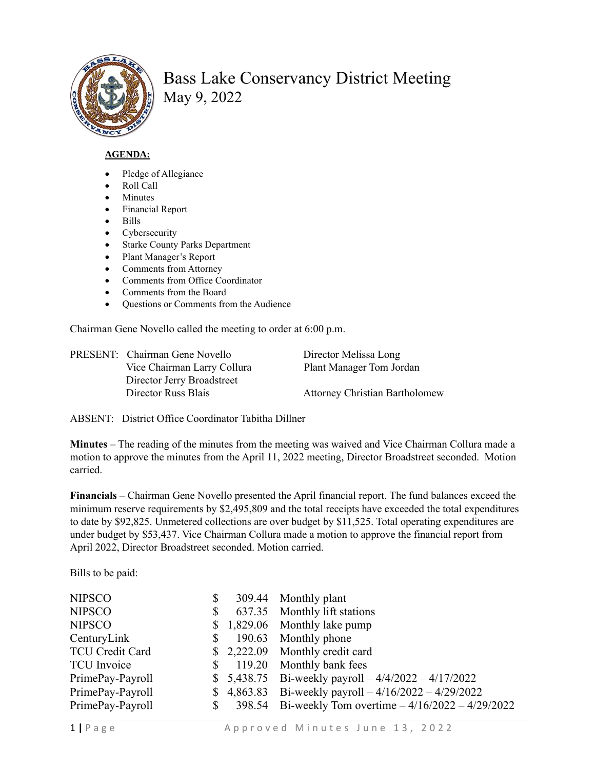# Bass Lake Conservancy District Meeting

May 9, 2022

**AGENDA:**

- Pledge of Allegiance
- Roll Call
- Minutes
- Financial Report
- Bills
- Cybersecurity
- Starke County Parks Department
- Plant Manager's Report
- Comments from Attorney
- Comments from Office Coordinator
- Comments from the Board
- Questions or Comments from the Audience

Chairman Gene Novello called the meeting to order at 6:00 p.m.

PRESENT: Chairman Gene Novello
Vice Chairman Larry Collura
Director Jerry Broadstreet
Director Russ Blais
Director Melissa Long
Plant Manager Tom Jordan
Attorney Christian Bartholomew

ABSENT: District Office Coordinator Tabitha Dillner

**Minutes** – The reading of the minutes from the meeting was waived and Vice Chairman Collura made a motion to approve the minutes from the April 11, 2022 meeting, Director Broadstreet seconded. Motion carried.

**Financials** – Chairman Gene Novello presented the April financial report. The fund balances exceed the minimum reserve requirements by $2,495,809 and the total receipts have exceeded the total expenditures to date by $92,825. Unmetered collections are over budget by $11,525. Total operating expenditures are under budget by $53,437. Vice Chairman Collura made a motion to approve the financial report from April 2022, Director Broadstreet seconded. Motion carried.

Bills to be paid:

| | | |
|---|---|---|
| NIPSCO | $ 309.44 | Monthly plant |
| NIPSCO | $ 637.35 | Monthly lift stations |
| NIPSCO | $ 1,829.06 | Monthly lake pump |
| CenturyLink | $ 190.63 | Monthly phone |
| TCU Credit Card | $ 2,222.09 | Monthly credit card |
| TCU Invoice | $ 119.20 | Monthly bank fees |
| PrimePay-Payroll | $ 5,438.75 | Bi-weekly payroll – 4/4/2022 – 4/17/2022 |
| PrimePay-Payroll | $ 4,863.83 | Bi-weekly payroll – 4/16/2022 – 4/29/2022 |
| PrimePay-Payroll | $ 398.54 | Bi-weekly Tom overtime – 4/16/2022 – 4/29/2022 |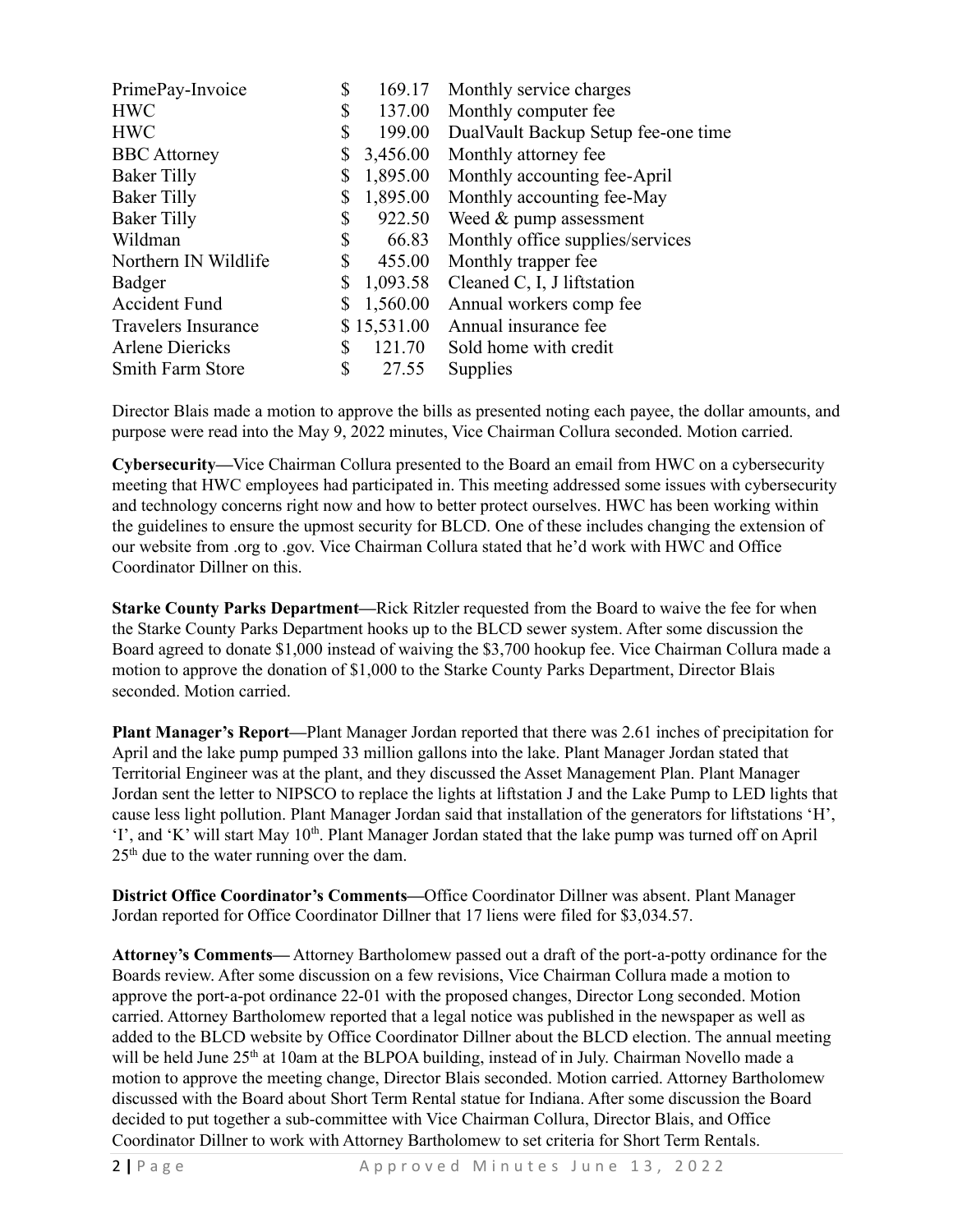| | | |
|---|---|---|
| PrimePay-Invoice | $ 169.17 | Monthly service charges |
| HWC | $ 137.00 | Monthly computer fee |
| HWC | $ 199.00 | DualVault Backup Setup fee-one time |
| BBC Attorney | $ 3,456.00 | Monthly attorney fee |
| Baker Tilly | $ 1,895.00 | Monthly accounting fee-April |
| Baker Tilly | $ 1,895.00 | Monthly accounting fee-May |
| Baker Tilly | $ 922.50 | Weed & pump assessment |
| Wildman | $ 66.83 | Monthly office supplies/services |
| Northern IN Wildlife | $ 455.00 | Monthly trapper fee |
| Badger | $ 1,093.58 | Cleaned C, I, J liftstation |
| Accident Fund | $ 1,560.00 | Annual workers comp fee |
| Travelers Insurance | $ 15,531.00 | Annual insurance fee |
| Arlene Diericks | $ 121.70 | Sold home with credit |
| Smith Farm Store | $ 27.55 | Supplies |

Director Blais made a motion to approve the bills as presented noting each payee, the dollar amounts, and purpose were read into the May 9, 2022 minutes, Vice Chairman Collura seconded. Motion carried.

**Cybersecurity—**Vice Chairman Collura presented to the Board an email from HWC on a cybersecurity meeting that HWC employees had participated in. This meeting addressed some issues with cybersecurity and technology concerns right now and how to better protect ourselves. HWC has been working within the guidelines to ensure the upmost security for BLCD. One of these includes changing the extension of our website from .org to .gov. Vice Chairman Collura stated that he'd work with HWC and Office Coordinator Dillner on this.

**Starke County Parks Department—**Rick Ritzler requested from the Board to waive the fee for when the Starke County Parks Department hooks up to the BLCD sewer system. After some discussion the Board agreed to donate $1,000 instead of waiving the $3,700 hookup fee. Vice Chairman Collura made a motion to approve the donation of $1,000 to the Starke County Parks Department, Director Blais seconded. Motion carried.

**Plant Manager's Report—**Plant Manager Jordan reported that there was 2.61 inches of precipitation for April and the lake pump pumped 33 million gallons into the lake. Plant Manager Jordan stated that Territorial Engineer was at the plant, and they discussed the Asset Management Plan. Plant Manager Jordan sent the letter to NIPSCO to replace the lights at liftstation J and the Lake Pump to LED lights that cause less light pollution. Plant Manager Jordan said that installation of the generators for liftstations 'H', 'I', and 'K' will start May 10th. Plant Manager Jordan stated that the lake pump was turned off on April 25th due to the water running over the dam.

**District Office Coordinator's Comments—**Office Coordinator Dillner was absent. Plant Manager Jordan reported for Office Coordinator Dillner that 17 liens were filed for $3,034.57.

**Attorney's Comments—** Attorney Bartholomew passed out a draft of the port-a-potty ordinance for the Boards review. After some discussion on a few revisions, Vice Chairman Collura made a motion to approve the port-a-pot ordinance 22-01 with the proposed changes, Director Long seconded. Motion carried. Attorney Bartholomew reported that a legal notice was published in the newspaper as well as added to the BLCD website by Office Coordinator Dillner about the BLCD election. The annual meeting will be held June 25th at 10am at the BLPOA building, instead of in July. Chairman Novello made a motion to approve the meeting change, Director Blais seconded. Motion carried. Attorney Bartholomew discussed with the Board about Short Term Rental statue for Indiana. After some discussion the Board decided to put together a sub-committee with Vice Chairman Collura, Director Blais, and Office Coordinator Dillner to work with Attorney Bartholomew to set criteria for Short Term Rentals.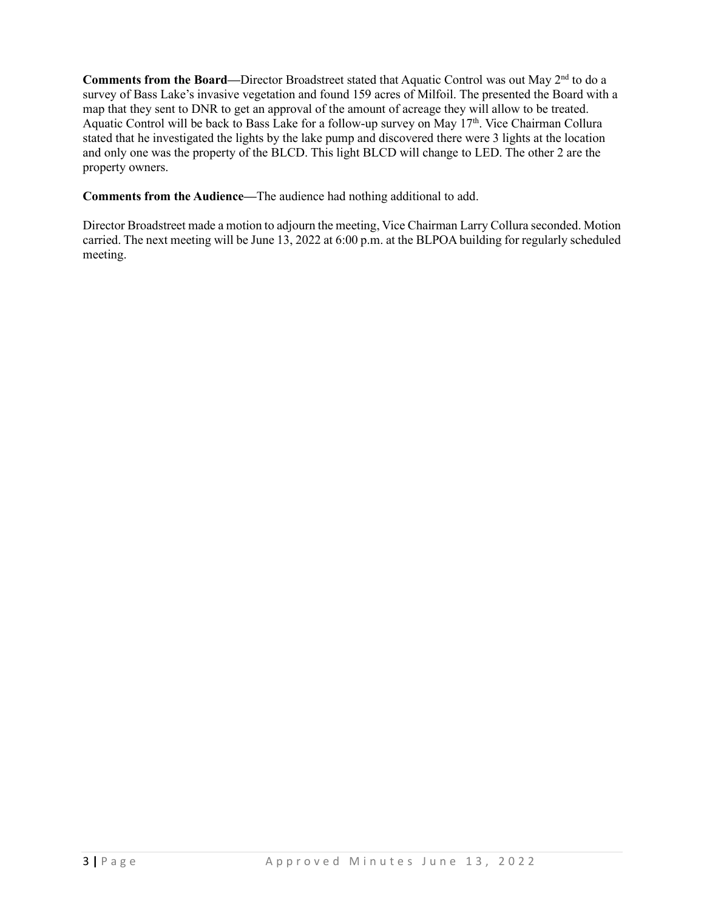**Comments from the Board—**Director Broadstreet stated that Aquatic Control was out May 2nd to do a survey of Bass Lake's invasive vegetation and found 159 acres of Milfoil. The presented the Board with a map that they sent to DNR to get an approval of the amount of acreage they will allow to be treated. Aquatic Control will be back to Bass Lake for a follow-up survey on May 17th. Vice Chairman Collura stated that he investigated the lights by the lake pump and discovered there were 3 lights at the location and only one was the property of the BLCD. This light BLCD will change to LED. The other 2 are the property owners.

**Comments from the Audience—**The audience had nothing additional to add.

Director Broadstreet made a motion to adjourn the meeting, Vice Chairman Larry Collura seconded. Motion carried. The next meeting will be June 13, 2022 at 6:00 p.m. at the BLPOA building for regularly scheduled meeting.